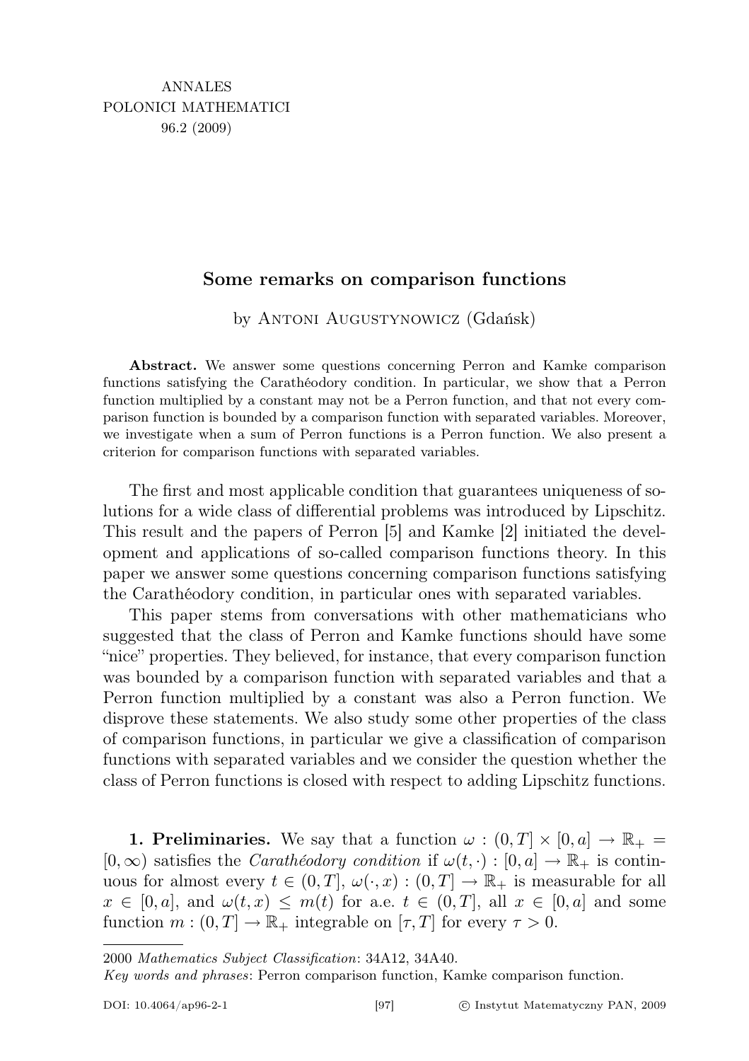ANNALES
POLONICI MATHEMATICI
96.2 (2009)

# Some remarks on comparison functions

by Antoni Augustynowicz (Gdańsk)

**Abstract.** We answer some questions concerning Perron and Kamke comparison functions satisfying the Carathéodory condition. In particular, we show that a Perron function multiplied by a constant may not be a Perron function, and that not every comparison function is bounded by a comparison function with separated variables. Moreover, we investigate when a sum of Perron functions is a Perron function. We also present a criterion for comparison functions with separated variables.

The first and most applicable condition that guarantees uniqueness of solutions for a wide class of differential problems was introduced by Lipschitz. This result and the papers of Perron [5] and Kamke [2] initiated the development and applications of so-called comparison functions theory. In this paper we answer some questions concerning comparison functions satisfying the Carathéodory condition, in particular ones with separated variables.

This paper stems from conversations with other mathematicians who suggested that the class of Perron and Kamke functions should have some "nice" properties. They believed, for instance, that every comparison function was bounded by a comparison function with separated variables and that a Perron function multiplied by a constant was also a Perron function. We disprove these statements. We also study some other properties of the class of comparison functions, in particular we give a classification of comparison functions with separated variables and we consider the question whether the class of Perron functions is closed with respect to adding Lipschitz functions.

**1. Preliminaries.** We say that a function $\omega : (0,T] \times [0,a] \to \mathbb{R}_+ = [0,\infty)$ satisfies the *Carathéodory condition* if $\omega(t,\cdot) : [0,a] \to \mathbb{R}_+$ is continuous for almost every $t \in (0,T]$, $\omega(\cdot,x) : (0,T] \to \mathbb{R}_+$ is measurable for all $x \in [0,a]$, and $\omega(t,x) \leq m(t)$ for a.e. $t \in (0,T]$, all $x \in [0,a]$ and some function $m : (0,T] \to \mathbb{R}_+$ integrable on $[\tau,T]$ for every $\tau > 0$.

2000 *Mathematics Subject Classification*: 34A12, 34A40.

*Key words and phrases*: Perron comparison function, Kamke comparison function.

DOI: 10.4064/ap96-2-1 © Instytut Matematyczny PAN, 2009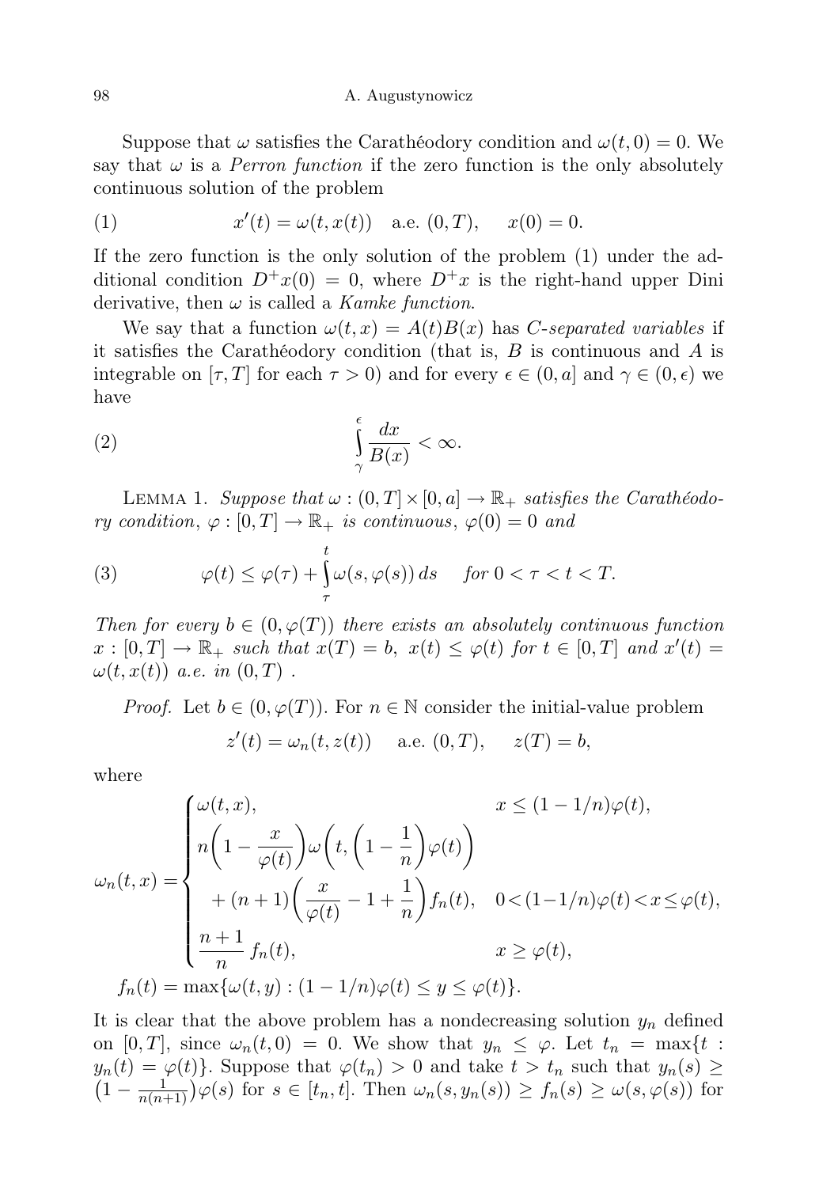Suppose that $\omega$ satisfies the Carathéodory condition and $\omega(t,0) = 0$. We say that $\omega$ is a *Perron function* if the zero function is the only absolutely continuous solution of the problem

$$x'(t) = \omega(t, x(t)) \quad \text{a.e. } (0,T), \qquad x(0) = 0. \tag{1}$$

If the zero function is the only solution of the problem (1) under the additional condition $D^+x(0) = 0$, where $D^+x$ is the right-hand upper Dini derivative, then $\omega$ is called a *Kamke function*.

We say that a function $\omega(t,x) = A(t)B(x)$ has *C-separated variables* if it satisfies the Carathéodory condition (that is, $B$ is continuous and $A$ is integrable on $[\tau, T]$ for each $\tau > 0$) and for every $\epsilon \in (0, a]$ and $\gamma \in (0, \epsilon)$ we have

$$\int_{\gamma}^{\epsilon} \frac{dx}{B(x)} < \infty. \tag{2}$$

Lemma 1. *Suppose that $\omega : (0,T] \times [0,a] \to \mathbb{R}_+$ satisfies the Carathéodory condition, $\varphi : [0,T] \to \mathbb{R}_+$ is continuous, $\varphi(0) = 0$ and*

$$\varphi(t) \le \varphi(\tau) + \int_{\tau}^{t} \omega(s, \varphi(s))\, ds \qquad \text{for } 0 < \tau < t < T. \tag{3}$$

*Then for every $b \in (0, \varphi(T))$ there exists an absolutely continuous function $x : [0,T] \to \mathbb{R}_+$ such that $x(T) = b$, $x(t) \le \varphi(t)$ for $t \in [0,T]$ and $x'(t) = \omega(t, x(t))$ a.e. in $(0,T)$ .*

*Proof.* Let $b \in (0, \varphi(T))$. For $n \in \mathbb{N}$ consider the initial-value problem

$$z'(t) = \omega_n(t, z(t)) \quad \text{a.e. } (0,T), \qquad z(T) = b,$$

where

$$\omega_n(t,x) = \begin{cases} \omega(t,x), & x \le (1 - 1/n)\varphi(t), \\ n\left(1 - \dfrac{x}{\varphi(t)}\right)\omega\left(t, \left(1 - \dfrac{1}{n}\right)\varphi(t)\right) & \\ \quad + (n+1)\left(\dfrac{x}{\varphi(t)} - 1 + \dfrac{1}{n}\right) f_n(t), & 0 < (1-1/n)\varphi(t) < x \le \varphi(t), \\ \dfrac{n+1}{n}\, f_n(t), & x \ge \varphi(t), \end{cases}$$

$$f_n(t) = \max\{\omega(t,y) : (1 - 1/n)\varphi(t) \le y \le \varphi(t)\}.$$

It is clear that the above problem has a nondecreasing solution $y_n$ defined on $[0,T]$, since $\omega_n(t,0) = 0$. We show that $y_n \le \varphi$. Let $t_n = \max\{t : y_n(t) = \varphi(t)\}$. Suppose that $\varphi(t_n) > 0$ and take $t > t_n$ such that $y_n(s) \ge \left(1 - \frac{1}{n(n+1)}\right)\varphi(s)$ for $s \in [t_n, t]$. Then $\omega_n(s, y_n(s)) \ge f_n(s) \ge \omega(s, \varphi(s))$ for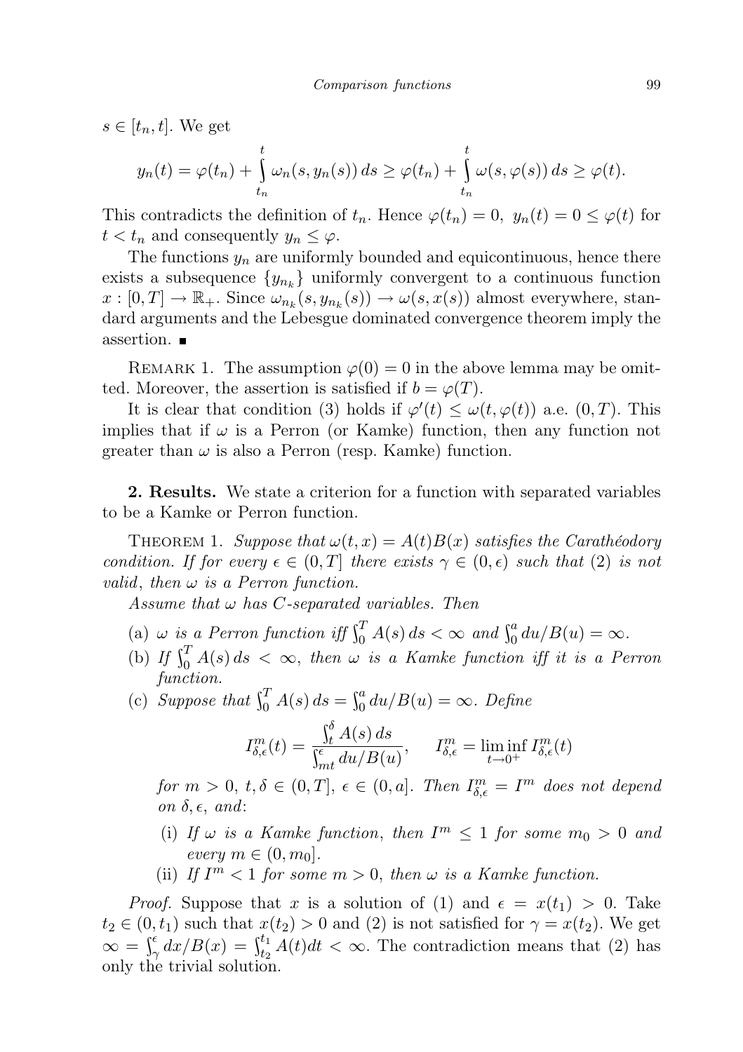$s \in [t_n, t]$. We get

$$y_n(t) = \varphi(t_n) + \int_{t_n}^{t} \omega_n(s, y_n(s))\, ds \ge \varphi(t_n) + \int_{t_n}^{t} \omega(s, \varphi(s))\, ds \ge \varphi(t).$$

This contradicts the definition of $t_n$. Hence $\varphi(t_n) = 0$, $y_n(t) = 0 \le \varphi(t)$ for $t < t_n$ and consequently $y_n \le \varphi$.

The functions $y_n$ are uniformly bounded and equicontinuous, hence there exists a subsequence $\{y_{n_k}\}$ uniformly convergent to a continuous function $x : [0, T] \to \mathbb{R}_+$. Since $\omega_{n_k}(s, y_{n_k}(s)) \to \omega(s, x(s))$ almost everywhere, standard arguments and the Lebesgue dominated convergence theorem imply the assertion. ∎

Remark 1. The assumption $\varphi(0) = 0$ in the above lemma may be omitted. Moreover, the assertion is satisfied if $b = \varphi(T)$.

It is clear that condition (3) holds if $\varphi'(t) \le \omega(t, \varphi(t))$ a.e. $(0, T)$. This implies that if $\omega$ is a Perron (or Kamke) function, then any function not greater than $\omega$ is also a Perron (resp. Kamke) function.

**2. Results.** We state a criterion for a function with separated variables to be a Kamke or Perron function.

Theorem 1. *Suppose that $\omega(t, x) = A(t)B(x)$ satisfies the Carathéodory condition. If for every $\epsilon \in (0, T]$ there exists $\gamma \in (0, \epsilon)$ such that* (2) *is not valid*, *then $\omega$ is a Perron function.*

*Assume that $\omega$ has $C$-separated variables. Then*

(a) *$\omega$ is a Perron function iff $\int_0^T A(s)\, ds < \infty$ and $\int_0^a du/B(u) = \infty$.*

(b) *If $\int_0^T A(s)\, ds < \infty$, then $\omega$ is a Kamke function iff it is a Perron function.*

(c) *Suppose that $\int_0^T A(s)\, ds = \int_0^a du/B(u) = \infty$. Define*

$$I^m_{\delta,\epsilon}(t) = \frac{\int_t^\delta A(s)\, ds}{\int_{mt}^\epsilon du/B(u)}, \qquad I^m_{\delta,\epsilon} = \liminf_{t \to 0^+} I^m_{\delta,\epsilon}(t)$$

*for $m > 0$, $t, \delta \in (0, T]$, $\epsilon \in (0, a]$. Then $I^m_{\delta,\epsilon} = I^m$ does not depend on $\delta, \epsilon$, and*:

  (i) *If $\omega$ is a Kamke function, then $I^m \le 1$ for some $m_0 > 0$ and every $m \in (0, m_0]$.*

  (ii) *If $I^m < 1$ for some $m > 0$, then $\omega$ is a Kamke function.*

*Proof.* Suppose that $x$ is a solution of (1) and $\epsilon = x(t_1) > 0$. Take $t_2 \in (0, t_1)$ such that $x(t_2) > 0$ and (2) is not satisfied for $\gamma = x(t_2)$. We get $\infty = \int_\gamma^\epsilon dx/B(x) = \int_{t_2}^{t_1} A(t) dt < \infty$. The contradiction means that (2) has only the trivial solution.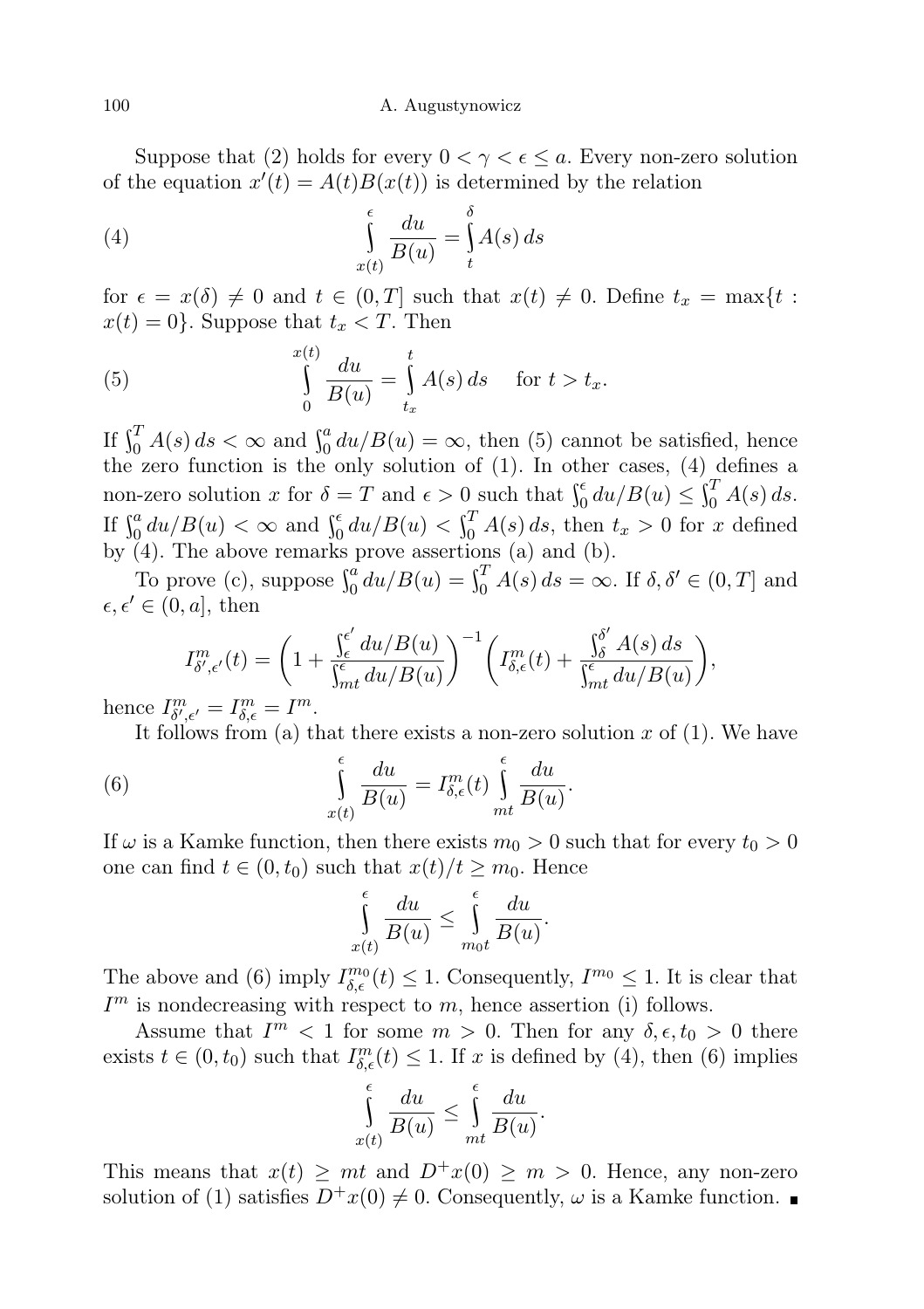Suppose that (2) holds for every $0 < \gamma < \epsilon \le a$. Every non-zero solution of the equation $x'(t) = A(t)B(x(t))$ is determined by the relation

$$\int\limits_{x(t)}^{\epsilon} \frac{du}{B(u)} = \int\limits_{t}^{\delta} A(s)\,ds \tag{4}$$

for $\epsilon = x(\delta) \neq 0$ and $t \in (0,T]$ such that $x(t) \neq 0$. Define $t_x = \max\{t : x(t) = 0\}$. Suppose that $t_x < T$. Then

$$\int\limits_{0}^{x(t)} \frac{du}{B(u)} = \int\limits_{t_x}^{t} A(s)\,ds \quad \text{ for } t > t_x. \tag{5}$$

If $\int_0^T A(s)\,ds < \infty$ and $\int_0^a du/B(u) = \infty$, then (5) cannot be satisfied, hence the zero function is the only solution of (1). In other cases, (4) defines a non-zero solution $x$ for $\delta = T$ and $\epsilon > 0$ such that $\int_0^\epsilon du/B(u) \le \int_0^T A(s)\,ds$. If $\int_0^a du/B(u) < \infty$ and $\int_0^\epsilon du/B(u) < \int_0^T A(s)\,ds$, then $t_x > 0$ for $x$ defined by (4). The above remarks prove assertions (a) and (b).

To prove (c), suppose $\int_0^a du/B(u) = \int_0^T A(s)\,ds = \infty$. If $\delta, \delta' \in (0,T]$ and $\epsilon, \epsilon' \in (0,a]$, then

$$I^m_{\delta',\epsilon'}(t) = \left(1 + \frac{\int_\epsilon^{\epsilon'} du/B(u)}{\int_{mt}^{\epsilon} du/B(u)}\right)^{-1} \left(I^m_{\delta,\epsilon}(t) + \frac{\int_\delta^{\delta'} A(s)\,ds}{\int_{mt}^{\epsilon} du/B(u)}\right),$$

hence $I^m_{\delta',\epsilon'} = I^m_{\delta,\epsilon} = I^m$.

It follows from (a) that there exists a non-zero solution $x$ of (1). We have

$$\int\limits_{x(t)}^{\epsilon} \frac{du}{B(u)} = I^m_{\delta,\epsilon}(t) \int\limits_{mt}^{\epsilon} \frac{du}{B(u)}. \tag{6}$$

If $\omega$ is a Kamke function, then there exists $m_0 > 0$ such that for every $t_0 > 0$ one can find $t \in (0,t_0)$ such that $x(t)/t \ge m_0$. Hence

$$\int\limits_{x(t)}^{\epsilon} \frac{du}{B(u)} \le \int\limits_{m_0 t}^{\epsilon} \frac{du}{B(u)}.$$

The above and (6) imply $I^{m_0}_{\delta,\epsilon}(t) \le 1$. Consequently, $I^{m_0} \le 1$. It is clear that $I^m$ is nondecreasing with respect to $m$, hence assertion (i) follows.

Assume that $I^m < 1$ for some $m > 0$. Then for any $\delta, \epsilon, t_0 > 0$ there exists $t \in (0,t_0)$ such that $I^m_{\delta,\epsilon}(t) \le 1$. If $x$ is defined by (4), then (6) implies

$$\int\limits_{x(t)}^{\epsilon} \frac{du}{B(u)} \le \int\limits_{mt}^{\epsilon} \frac{du}{B(u)}.$$

This means that $x(t) \ge mt$ and $D^+x(0) \ge m > 0$. Hence, any non-zero solution of (1) satisfies $D^+x(0) \neq 0$. Consequently, $\omega$ is a Kamke function. ∎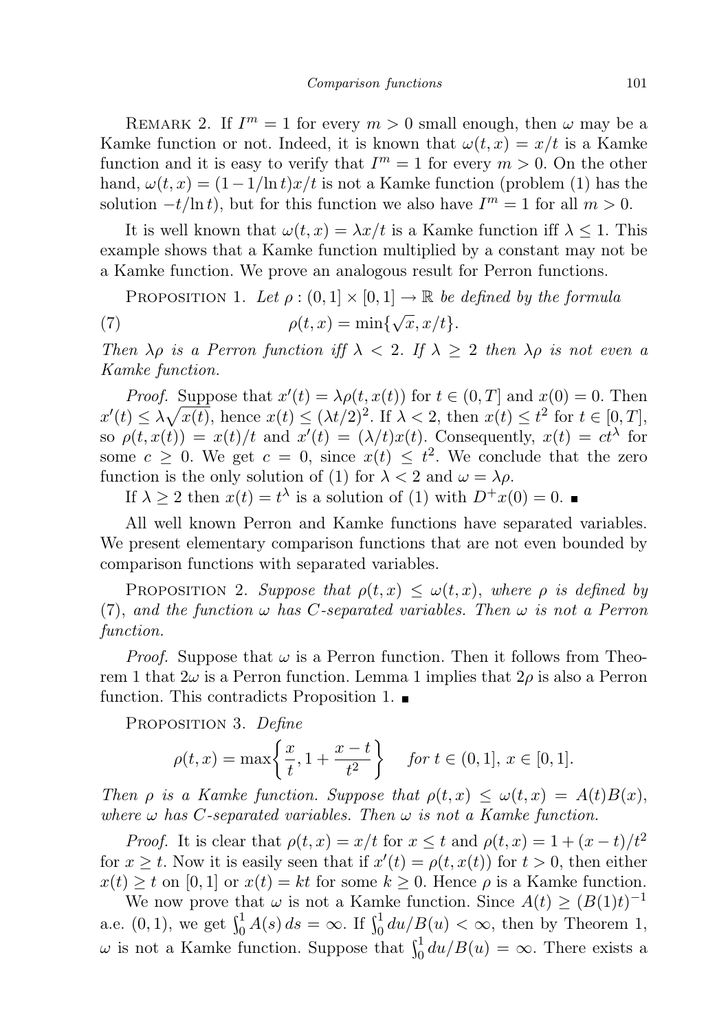Remark 2. If $I^m = 1$ for every $m > 0$ small enough, then $\omega$ may be a Kamke function or not. Indeed, it is known that $\omega(t,x) = x/t$ is a Kamke function and it is easy to verify that $I^m = 1$ for every $m > 0$. On the other hand, $\omega(t,x) = (1 - 1/\ln t)x/t$ is not a Kamke function (problem (1) has the solution $-t/\ln t$), but for this function we also have $I^m = 1$ for all $m > 0$.

It is well known that $\omega(t,x) = \lambda x/t$ is a Kamke function iff $\lambda \le 1$. This example shows that a Kamke function multiplied by a constant may not be a Kamke function. We prove an analogous result for Perron functions.

Proposition 1. *Let $\rho : (0,1] \times [0,1] \to \mathbb{R}$ be defined by the formula*

$$\rho(t,x) = \min\{\sqrt{x}, x/t\}. \tag{7}$$

*Then $\lambda\rho$ is a Perron function iff $\lambda < 2$. If $\lambda \ge 2$ then $\lambda\rho$ is not even a Kamke function.*

*Proof.* Suppose that $x'(t) = \lambda\rho(t, x(t))$ for $t \in (0,T]$ and $x(0) = 0$. Then $x'(t) \le \lambda\sqrt{x(t)}$, hence $x(t) \le (\lambda t/2)^2$. If $\lambda < 2$, then $x(t) \le t^2$ for $t \in [0,T]$, so $\rho(t, x(t)) = x(t)/t$ and $x'(t) = (\lambda/t)x(t)$. Consequently, $x(t) = ct^\lambda$ for some $c \ge 0$. We get $c = 0$, since $x(t) \le t^2$. We conclude that the zero function is the only solution of (1) for $\lambda < 2$ and $\omega = \lambda\rho$.

If $\lambda \ge 2$ then $x(t) = t^\lambda$ is a solution of (1) with $D^+x(0) = 0$. ∎

All well known Perron and Kamke functions have separated variables. We present elementary comparison functions that are not even bounded by comparison functions with separated variables.

Proposition 2. *Suppose that $\rho(t,x) \le \omega(t,x)$, where $\rho$ is defined by (7), and the function $\omega$ has $C$-separated variables. Then $\omega$ is not a Perron function.*

*Proof.* Suppose that $\omega$ is a Perron function. Then it follows from Theorem 1 that $2\omega$ is a Perron function. Lemma 1 implies that $2\rho$ is also a Perron function. This contradicts Proposition 1. ∎

Proposition 3. *Define*

$$\rho(t,x) = \max\left\{\frac{x}{t}, 1 + \frac{x-t}{t^2}\right\} \quad \text{for } t \in (0,1],\ x \in [0,1].$$

*Then $\rho$ is a Kamke function. Suppose that $\rho(t,x) \le \omega(t,x) = A(t)B(x)$, where $\omega$ has $C$-separated variables. Then $\omega$ is not a Kamke function.*

*Proof.* It is clear that $\rho(t,x) = x/t$ for $x \le t$ and $\rho(t,x) = 1 + (x-t)/t^2$ for $x \ge t$. Now it is easily seen that if $x'(t) = \rho(t, x(t))$ for $t > 0$, then either $x(t) \ge t$ on $[0,1]$ or $x(t) = kt$ for some $k \ge 0$. Hence $\rho$ is a Kamke function.

We now prove that $\omega$ is not a Kamke function. Since $A(t) \ge (B(1)t)^{-1}$ a.e. $(0,1)$, we get $\int_0^1 A(s)\,ds = \infty$. If $\int_0^1 du/B(u) < \infty$, then by Theorem 1, $\omega$ is not a Kamke function. Suppose that $\int_0^1 du/B(u) = \infty$. There exists a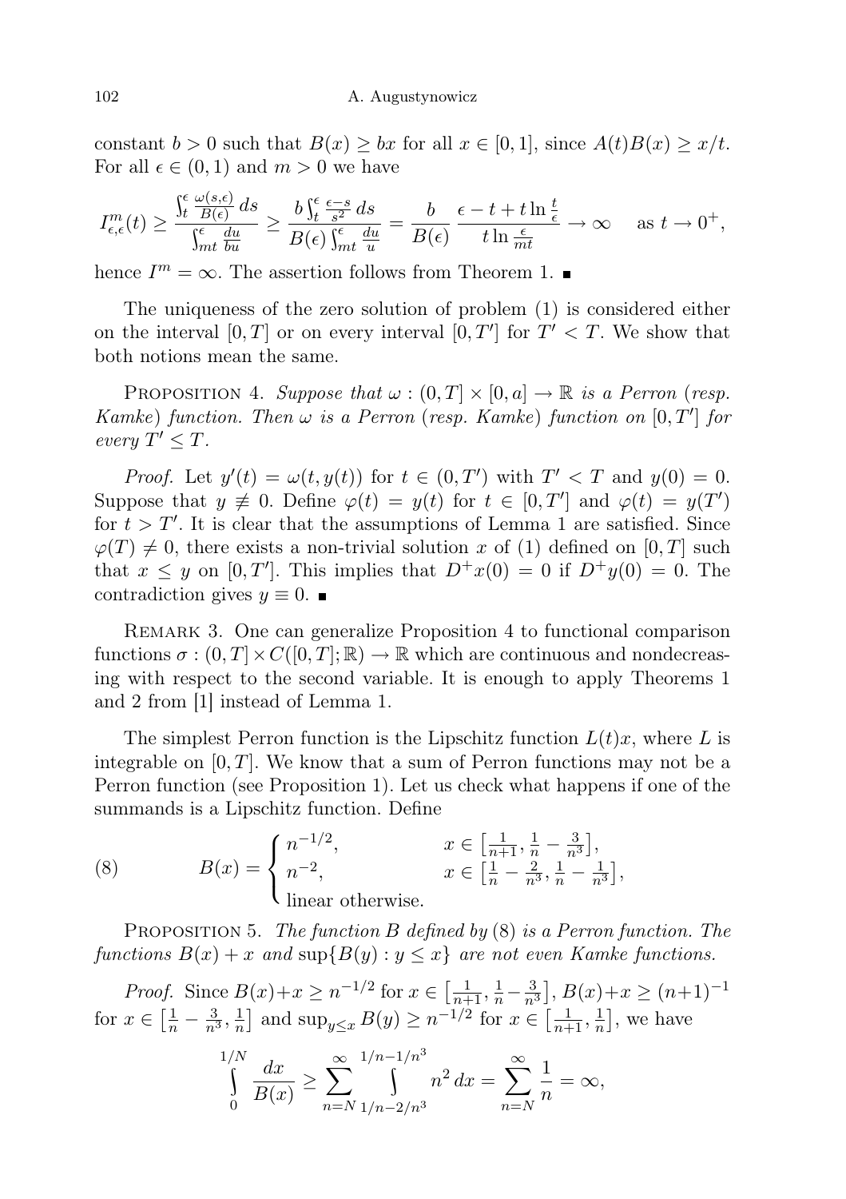constant $b > 0$ such that $B(x) \geq bx$ for all $x \in [0,1]$, since $A(t)B(x) \geq x/t$. For all $\epsilon \in (0,1)$ and $m > 0$ we have

$$I^m_{\epsilon,\epsilon}(t) \geq \frac{\int_t^\epsilon \frac{\omega(s,\epsilon)}{B(\epsilon)}\,ds}{\int_{mt}^\epsilon \frac{du}{bu}} \geq \frac{b\int_t^\epsilon \frac{\epsilon - s}{s^2}\,ds}{B(\epsilon)\int_{mt}^\epsilon \frac{du}{u}} = \frac{b}{B(\epsilon)}\,\frac{\epsilon - t + t\ln\frac{t}{\epsilon}}{t\ln\frac{\epsilon}{mt}} \to \infty \quad \text{as } t \to 0^+,$$

hence $I^m = \infty$. The assertion follows from Theorem 1. ∎

The uniqueness of the zero solution of problem (1) is considered either on the interval $[0,T]$ or on every interval $[0,T']$ for $T' < T$. We show that both notions mean the same.

Proposition 4. *Suppose that $\omega : (0,T] \times [0,a] \to \mathbb{R}$ is a Perron (resp. Kamke) function. Then $\omega$ is a Perron (resp. Kamke) function on $[0,T']$ for every $T' \leq T$.*

*Proof.* Let $y'(t) = \omega(t, y(t))$ for $t \in (0,T')$ with $T' < T$ and $y(0) = 0$. Suppose that $y \not\equiv 0$. Define $\varphi(t) = y(t)$ for $t \in [0,T']$ and $\varphi(t) = y(T')$ for $t > T'$. It is clear that the assumptions of Lemma 1 are satisfied. Since $\varphi(T) \neq 0$, there exists a non-trivial solution $x$ of (1) defined on $[0,T]$ such that $x \leq y$ on $[0,T']$. This implies that $D^+x(0) = 0$ if $D^+y(0) = 0$. The contradiction gives $y \equiv 0$. ∎

Remark 3. One can generalize Proposition 4 to functional comparison functions $\sigma : (0,T] \times C([0,T];\mathbb{R}) \to \mathbb{R}$ which are continuous and nondecreasing with respect to the second variable. It is enough to apply Theorems 1 and 2 from [1] instead of Lemma 1.

The simplest Perron function is the Lipschitz function $L(t)x$, where $L$ is integrable on $[0,T]$. We know that a sum of Perron functions may not be a Perron function (see Proposition 1). Let us check what happens if one of the summands is a Lipschitz function. Define

$$B(x) = \begin{cases} n^{-1/2}, & x \in \left[\frac{1}{n+1}, \frac{1}{n} - \frac{3}{n^3}\right], \\ n^{-2}, & x \in \left[\frac{1}{n} - \frac{2}{n^3}, \frac{1}{n} - \frac{1}{n^3}\right], \\ \text{linear otherwise.} \end{cases} \tag{8}$$

Proposition 5. *The function $B$ defined by* (8) *is a Perron function. The functions $B(x) + x$ and $\sup\{B(y) : y \leq x\}$ are not even Kamke functions.*

*Proof.* Since $B(x)+x \geq n^{-1/2}$ for $x \in \left[\frac{1}{n+1}, \frac{1}{n} - \frac{3}{n^3}\right]$, $B(x)+x \geq (n+1)^{-1}$ for $x \in \left[\frac{1}{n} - \frac{3}{n^3}, \frac{1}{n}\right]$ and $\sup_{y \leq x} B(y) \geq n^{-1/2}$ for $x \in \left[\frac{1}{n+1}, \frac{1}{n}\right]$, we have

$$\int_0^{1/N} \frac{dx}{B(x)} \geq \sum_{n=N}^{\infty} \int_{1/n-2/n^3}^{1/n-1/n^3} n^2\,dx = \sum_{n=N}^{\infty} \frac{1}{n} = \infty,$$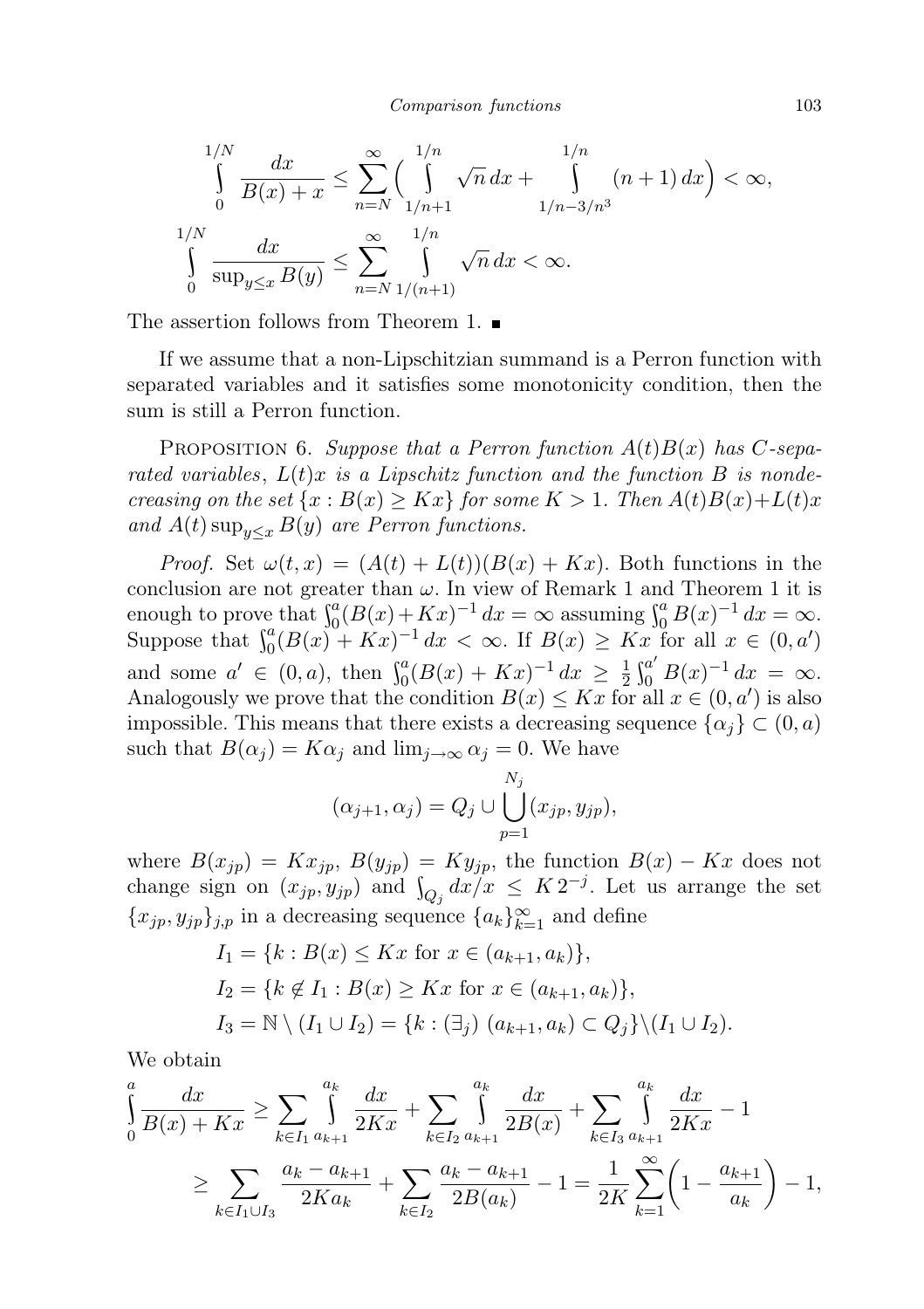$$\int_0^{1/N} \frac{dx}{B(x)+x} \le \sum_{n=N}^{\infty}\Big(\int_{1/n+1}^{1/n} \sqrt{n}\,dx + \int_{1/n-3/n^3}^{1/n} (n+1)\,dx\Big) < \infty,$$

$$\int_0^{1/N} \frac{dx}{\sup_{y\le x} B(y)} \le \sum_{n=N}^{\infty} \int_{1/(n+1)}^{1/n} \sqrt{n}\,dx < \infty.$$

The assertion follows from Theorem 1. ∎

If we assume that a non-Lipschitzian summand is a Perron function with separated variables and it satisfies some monotonicity condition, then the sum is still a Perron function.

Proposition 6. *Suppose that a Perron function $A(t)B(x)$ has $C$-separated variables, $L(t)x$ is a Lipschitz function and the function $B$ is nondecreasing on the set $\{x : B(x) \ge Kx\}$ for some $K > 1$. Then $A(t)B(x)+L(t)x$ and $A(t)\sup_{y\le x} B(y)$ are Perron functions.*

*Proof.* Set $\omega(t,x) = (A(t) + L(t))(B(x) + Kx)$. Both functions in the conclusion are not greater than $\omega$. In view of Remark 1 and Theorem 1 it is enough to prove that $\int_0^a (B(x)+Kx)^{-1}\,dx = \infty$ assuming $\int_0^a B(x)^{-1}\,dx = \infty$. Suppose that $\int_0^a (B(x) + Kx)^{-1}\,dx < \infty$. If $B(x) \ge Kx$ for all $x \in (0,a')$ and some $a' \in (0,a)$, then $\int_0^a (B(x) + Kx)^{-1}\,dx \ge \frac{1}{2}\int_0^{a'} B(x)^{-1}\,dx = \infty$. Analogously we prove that the condition $B(x) \le Kx$ for all $x \in (0,a')$ is also impossible. This means that there exists a decreasing sequence $\{\alpha_j\} \subset (0,a)$ such that $B(\alpha_j) = K\alpha_j$ and $\lim_{j\to\infty} \alpha_j = 0$. We have

$$(\alpha_{j+1},\alpha_j) = Q_j \cup \bigcup_{p=1}^{N_j} (x_{jp}, y_{jp}),$$

where $B(x_{jp}) = Kx_{jp}$, $B(y_{jp}) = Ky_{jp}$, the function $B(x) - Kx$ does not change sign on $(x_{jp}, y_{jp})$ and $\int_{Q_j} dx/x \le K\,2^{-j}$. Let us arrange the set $\{x_{jp}, y_{jp}\}_{j,p}$ in a decreasing sequence $\{a_k\}_{k=1}^{\infty}$ and define

$$I_1 = \{k : B(x) \le Kx \text{ for } x \in (a_{k+1}, a_k)\},$$
$$I_2 = \{k \notin I_1 : B(x) \ge Kx \text{ for } x \in (a_{k+1}, a_k)\},$$
$$I_3 = \mathbb{N} \setminus (I_1 \cup I_2) = \{k : (\exists_j)\ (a_{k+1}, a_k) \subset Q_j\}\setminus(I_1 \cup I_2).$$

We obtain

$$\begin{aligned}
\int_0^a \frac{dx}{B(x)+Kx} &\ge \sum_{k\in I_1} \int_{a_{k+1}}^{a_k} \frac{dx}{2Kx} + \sum_{k\in I_2} \int_{a_{k+1}}^{a_k} \frac{dx}{2B(x)} + \sum_{k\in I_3} \int_{a_{k+1}}^{a_k} \frac{dx}{2Kx} - 1 \\
&\ge \sum_{k\in I_1\cup I_3} \frac{a_k - a_{k+1}}{2Ka_k} + \sum_{k\in I_2} \frac{a_k - a_{k+1}}{2B(a_k)} - 1 = \frac{1}{2K}\sum_{k=1}^{\infty}\Big(1 - \frac{a_{k+1}}{a_k}\Big) - 1,
\end{aligned}$$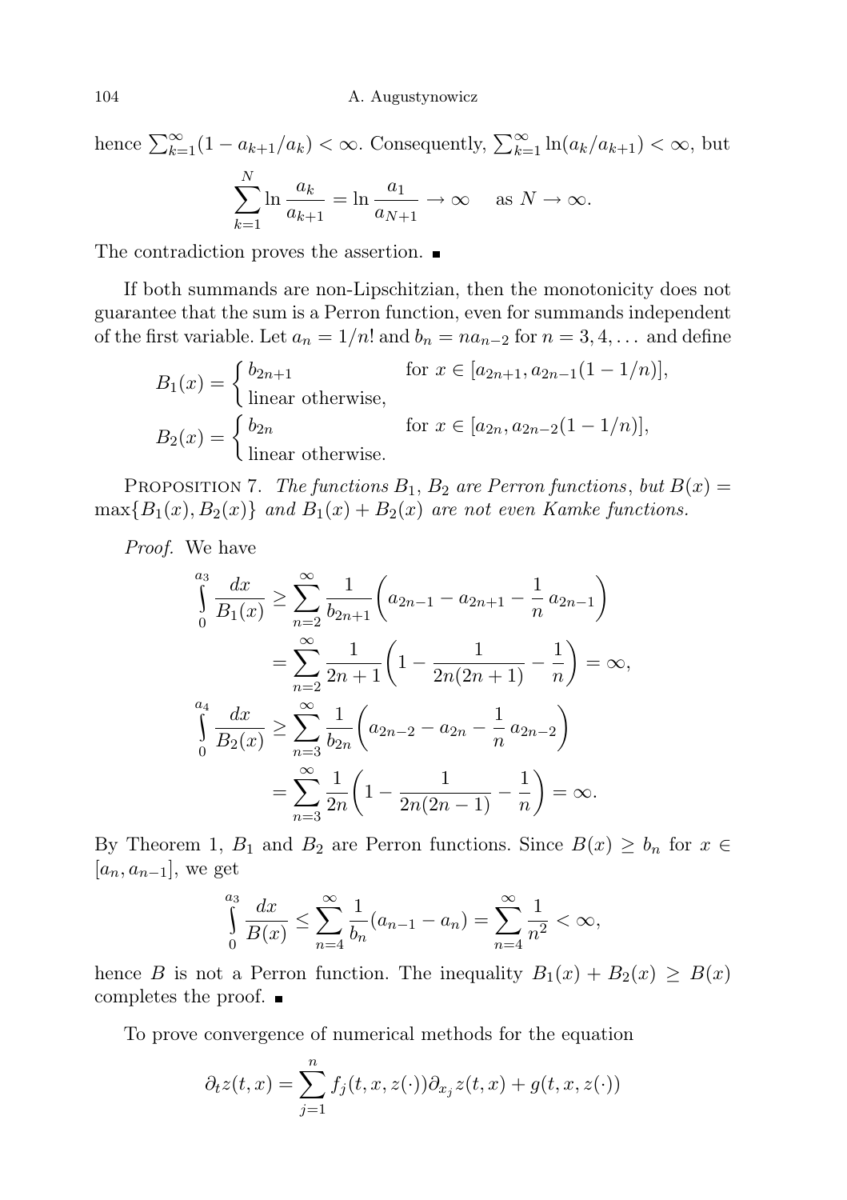hence $\sum_{k=1}^{\infty}(1 - a_{k+1}/a_k) < \infty$. Consequently, $\sum_{k=1}^{\infty} \ln(a_k/a_{k+1}) < \infty$, but

$$\sum_{k=1}^{N} \ln \frac{a_k}{a_{k+1}} = \ln \frac{a_1}{a_{N+1}} \to \infty \quad \text{as } N \to \infty.$$

The contradiction proves the assertion. ■

If both summands are non-Lipschitzian, then the monotonicity does not guarantee that the sum is a Perron function, even for summands independent of the first variable. Let $a_n = 1/n!$ and $b_n = na_{n-2}$ for $n = 3, 4, \ldots$ and define

$$B_1(x) = \begin{cases} b_{2n+1} & \text{for } x \in [a_{2n+1}, a_{2n-1}(1 - 1/n)], \\ \text{linear otherwise,} & \end{cases}$$

$$B_2(x) = \begin{cases} b_{2n} & \text{for } x \in [a_{2n}, a_{2n-2}(1 - 1/n)], \\ \text{linear otherwise.} & \end{cases}$$

Proposition 7. *The functions $B_1$, $B_2$ are Perron functions, but $B(x) = \max\{B_1(x), B_2(x)\}$ and $B_1(x) + B_2(x)$ are not even Kamke functions.*

*Proof.* We have

$$\begin{aligned}
\int_0^{a_3} \frac{dx}{B_1(x)} &\geq \sum_{n=2}^{\infty} \frac{1}{b_{2n+1}} \left( a_{2n-1} - a_{2n+1} - \frac{1}{n} a_{2n-1} \right) \\
&= \sum_{n=2}^{\infty} \frac{1}{2n+1} \left( 1 - \frac{1}{2n(2n+1)} - \frac{1}{n} \right) = \infty, \\
\int_0^{a_4} \frac{dx}{B_2(x)} &\geq \sum_{n=3}^{\infty} \frac{1}{b_{2n}} \left( a_{2n-2} - a_{2n} - \frac{1}{n} a_{2n-2} \right) \\
&= \sum_{n=3}^{\infty} \frac{1}{2n} \left( 1 - \frac{1}{2n(2n-1)} - \frac{1}{n} \right) = \infty.
\end{aligned}$$

By Theorem 1, $B_1$ and $B_2$ are Perron functions. Since $B(x) \geq b_n$ for $x \in [a_n, a_{n-1}]$, we get

$$\int_0^{a_3} \frac{dx}{B(x)} \leq \sum_{n=4}^{\infty} \frac{1}{b_n}(a_{n-1} - a_n) = \sum_{n=4}^{\infty} \frac{1}{n^2} < \infty,$$

hence $B$ is not a Perron function. The inequality $B_1(x) + B_2(x) \geq B(x)$ completes the proof. ■

To prove convergence of numerical methods for the equation

$$\partial_t z(t, x) = \sum_{j=1}^{n} f_j(t, x, z(\cdot)) \partial_{x_j} z(t, x) + g(t, x, z(\cdot))$$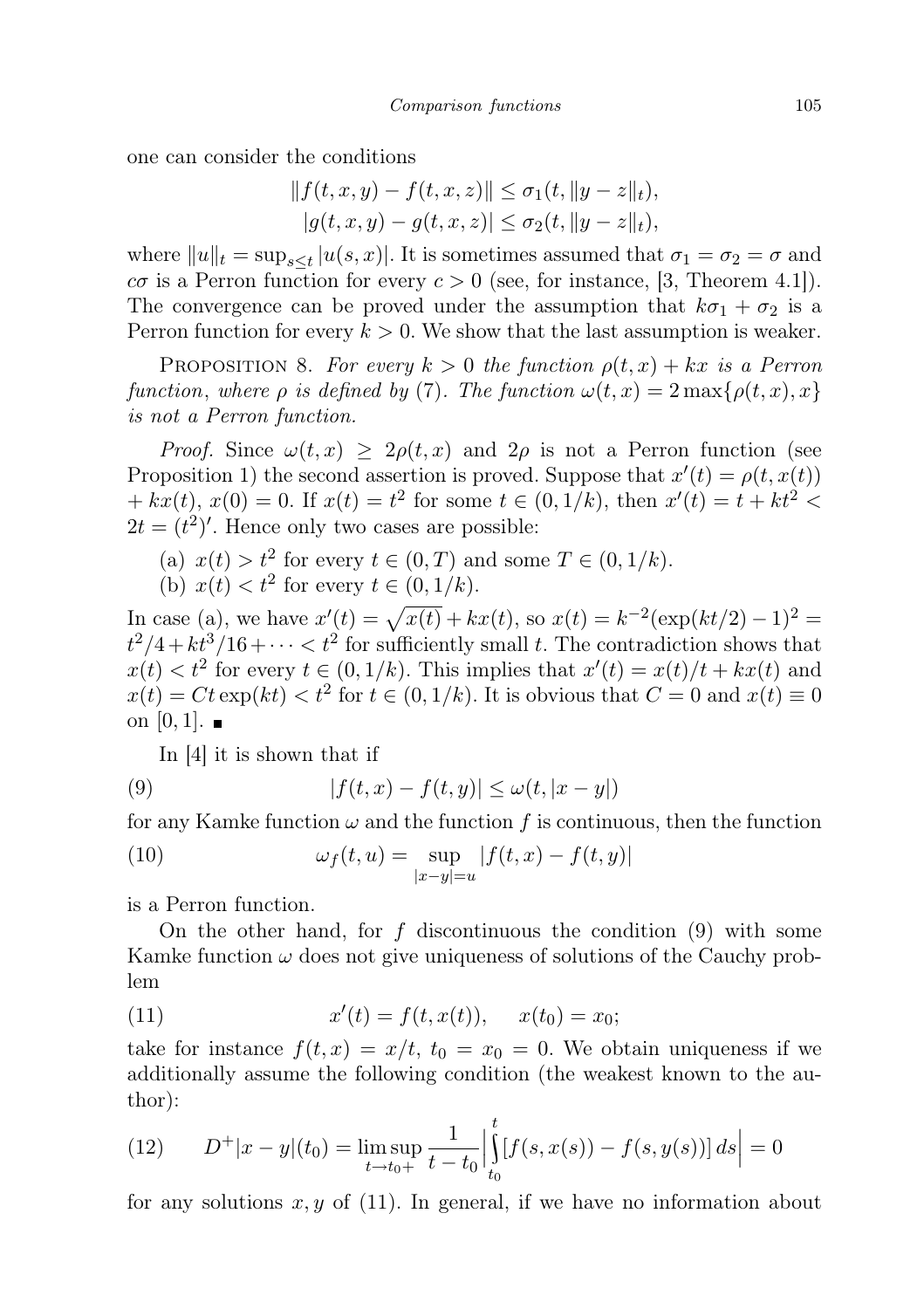one can consider the conditions

$$\|f(t,x,y) - f(t,x,z)\| \le \sigma_1(t, \|y-z\|_t),$$
$$|g(t,x,y) - g(t,x,z)| \le \sigma_2(t, \|y-z\|_t),$$

where $\|u\|_t = \sup_{s\le t} |u(s,x)|$. It is sometimes assumed that $\sigma_1 = \sigma_2 = \sigma$ and $c\sigma$ is a Perron function for every $c > 0$ (see, for instance, [3, Theorem 4.1]). The convergence can be proved under the assumption that $k\sigma_1 + \sigma_2$ is a Perron function for every $k > 0$. We show that the last assumption is weaker.

Proposition 8. *For every $k > 0$ the function $\rho(t,x) + kx$ is a Perron function, where $\rho$ is defined by* (7). *The function $\omega(t,x) = 2\max\{\rho(t,x), x\}$ is not a Perron function.*

*Proof.* Since $\omega(t,x) \ge 2\rho(t,x)$ and $2\rho$ is not a Perron function (see Proposition 1) the second assertion is proved. Suppose that $x'(t) = \rho(t,x(t)) + kx(t)$, $x(0) = 0$. If $x(t) = t^2$ for some $t \in (0, 1/k)$, then $x'(t) = t + kt^2 < 2t = (t^2)'$. Hence only two cases are possible:

(a) $x(t) > t^2$ for every $t \in (0,T)$ and some $T \in (0, 1/k)$.

(b) $x(t) < t^2$ for every $t \in (0, 1/k)$.

In case (a), we have $x'(t) = \sqrt{x(t)} + kx(t)$, so $x(t) = k^{-2}(\exp(kt/2) - 1)^2 = t^2/4 + kt^3/16 + \cdots < t^2$ for sufficiently small $t$. The contradiction shows that $x(t) < t^2$ for every $t \in (0, 1/k)$. This implies that $x'(t) = x(t)/t + kx(t)$ and $x(t) = Ct\exp(kt) < t^2$ for $t \in (0, 1/k)$. It is obvious that $C = 0$ and $x(t) \equiv 0$ on $[0,1]$. ■

In [4] it is shown that if

$$|f(t,x) - f(t,y)| \le \omega(t, |x-y|) \tag{9}$$

for any Kamke function $\omega$ and the function $f$ is continuous, then the function

$$\omega_f(t,u) = \sup_{|x-y|=u} |f(t,x) - f(t,y)| \tag{10}$$

is a Perron function.

On the other hand, for $f$ discontinuous the condition (9) with some Kamke function $\omega$ does not give uniqueness of solutions of the Cauchy problem

$$x'(t) = f(t, x(t)), \qquad x(t_0) = x_0; \tag{11}$$

take for instance $f(t,x) = x/t$, $t_0 = x_0 = 0$. We obtain uniqueness if we additionally assume the following condition (the weakest known to the author):

$$D^+|x-y|(t_0) = \limsup_{t\to t_0+} \frac{1}{t-t_0} \Big| \int_{t_0}^{t} [f(s,x(s)) - f(s,y(s))]\, ds \Big| = 0 \tag{12}$$

for any solutions $x, y$ of (11). In general, if we have no information about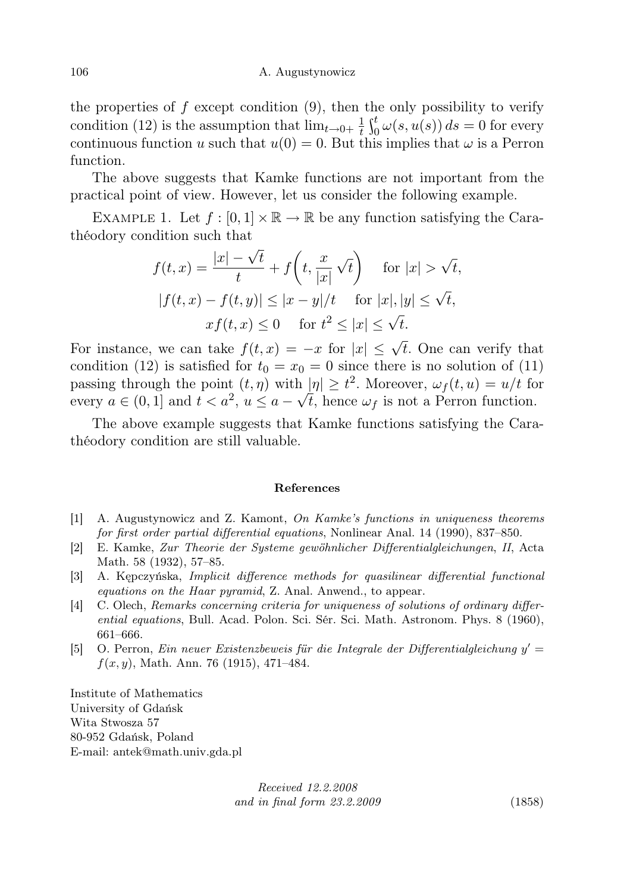the properties of $f$ except condition (9), then the only possibility to verify condition (12) is the assumption that $\lim_{t\to 0+} \frac{1}{t}\int_0^t \omega(s, u(s))\, ds = 0$ for every continuous function $u$ such that $u(0) = 0$. But this implies that $\omega$ is a Perron function.

The above suggests that Kamke functions are not important from the practical point of view. However, let us consider the following example.

Example 1. Let $f : [0, 1] \times \mathbb{R} \to \mathbb{R}$ be any function satisfying the Carathéodory condition such that

$$f(t, x) = \frac{|x| - \sqrt{t}}{t} + f\left(t, \frac{x}{|x|}\sqrt{t}\right) \quad \text{for } |x| > \sqrt{t},$$
$$|f(t, x) - f(t, y)| \le |x - y|/t \quad \text{for } |x|, |y| \le \sqrt{t},$$
$$xf(t, x) \le 0 \quad \text{for } t^2 \le |x| \le \sqrt{t}.$$

For instance, we can take $f(t, x) = -x$ for $|x| \le \sqrt{t}$. One can verify that condition (12) is satisfied for $t_0 = x_0 = 0$ since there is no solution of (11) passing through the point $(t, \eta)$ with $|\eta| \ge t^2$. Moreover, $\omega_f(t, u) = u/t$ for every $a \in (0, 1]$ and $t < a^2$, $u \le a - \sqrt{t}$, hence $\omega_f$ is not a Perron function.

The above example suggests that Kamke functions satisfying the Carathéodory condition are still valuable.

## References

[1] A. Augustynowicz and Z. Kamont, *On Kamke's functions in uniqueness theorems for first order partial differential equations*, Nonlinear Anal. 14 (1990), 837–850.

[2] E. Kamke, *Zur Theorie der Systeme gewöhnlicher Differentialgleichungen, II*, Acta Math. 58 (1932), 57–85.

[3] A. Kępczyńska, *Implicit difference methods for quasilinear differential functional equations on the Haar pyramid*, Z. Anal. Anwend., to appear.

[4] C. Olech, *Remarks concerning criteria for uniqueness of solutions of ordinary differential equations*, Bull. Acad. Polon. Sci. Sér. Sci. Math. Astronom. Phys. 8 (1960), 661–666.

[5] O. Perron, *Ein neuer Existenzbeweis für die Integrale der Differentialgleichung $y' = f(x, y)$*, Math. Ann. 76 (1915), 471–484.

Institute of Mathematics
University of Gdańsk
Wita Stwosza 57
80-952 Gdańsk, Poland
E-mail: antek@math.univ.gda.pl

*Received 12.2.2008*
*and in final form 23.2.2009* (1858)